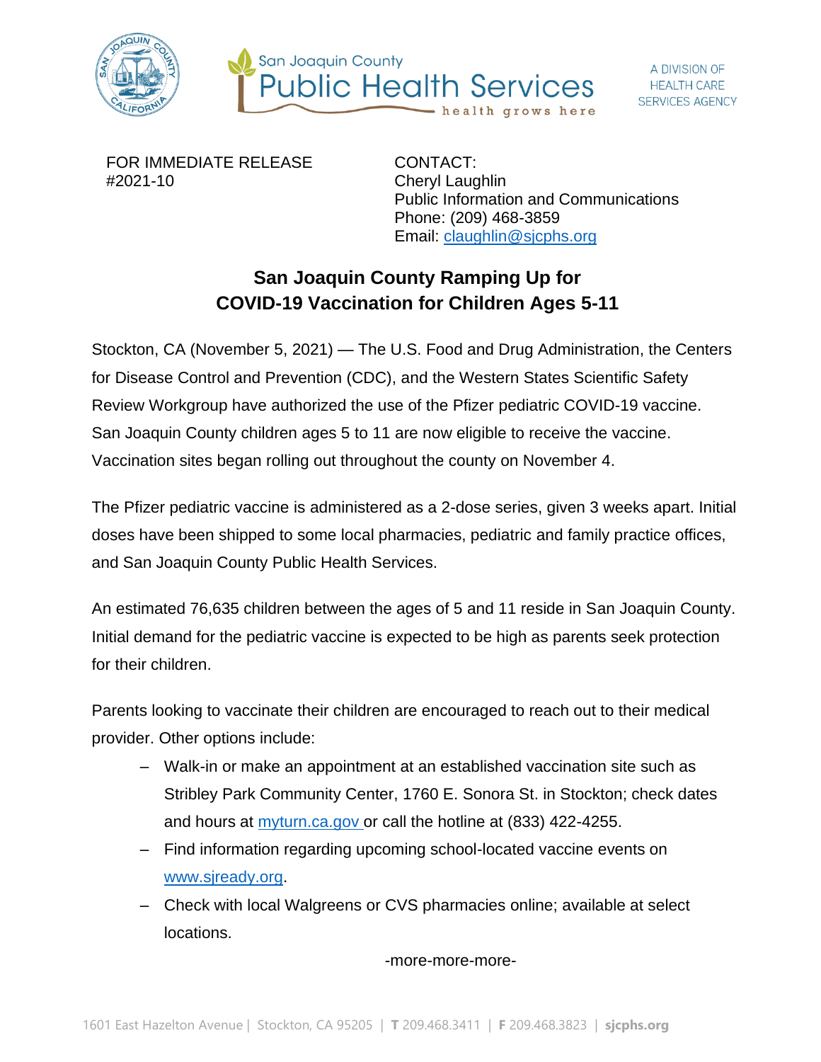San Joaquin County Public Health Services

health grows here

A DIVISION OF HEALTH CARE SERVICES AGENCY

FOR IMMEDIATE RELEASE
#2021-10

CONTACT:
Cheryl Laughlin
Public Information and Communications
Phone: (209) 468-3859
Email: claughlin@sjcphs.org

# San Joaquin County Ramping Up for COVID-19 Vaccination for Children Ages 5-11

Stockton, CA (November 5, 2021) — The U.S. Food and Drug Administration, the Centers for Disease Control and Prevention (CDC), and the Western States Scientific Safety Review Workgroup have authorized the use of the Pfizer pediatric COVID-19 vaccine. San Joaquin County children ages 5 to 11 are now eligible to receive the vaccine. Vaccination sites began rolling out throughout the county on November 4.

The Pfizer pediatric vaccine is administered as a 2-dose series, given 3 weeks apart. Initial doses have been shipped to some local pharmacies, pediatric and family practice offices, and San Joaquin County Public Health Services.

An estimated 76,635 children between the ages of 5 and 11 reside in San Joaquin County. Initial demand for the pediatric vaccine is expected to be high as parents seek protection for their children.

Parents looking to vaccinate their children are encouraged to reach out to their medical provider. Other options include:

- Walk-in or make an appointment at an established vaccination site such as Stribley Park Community Center, 1760 E. Sonora St. in Stockton; check dates and hours at myturn.ca.gov or call the hotline at (833) 422-4255.
- Find information regarding upcoming school-located vaccine events on www.sjready.org.
- Check with local Walgreens or CVS pharmacies online; available at select locations.

-more-more-more-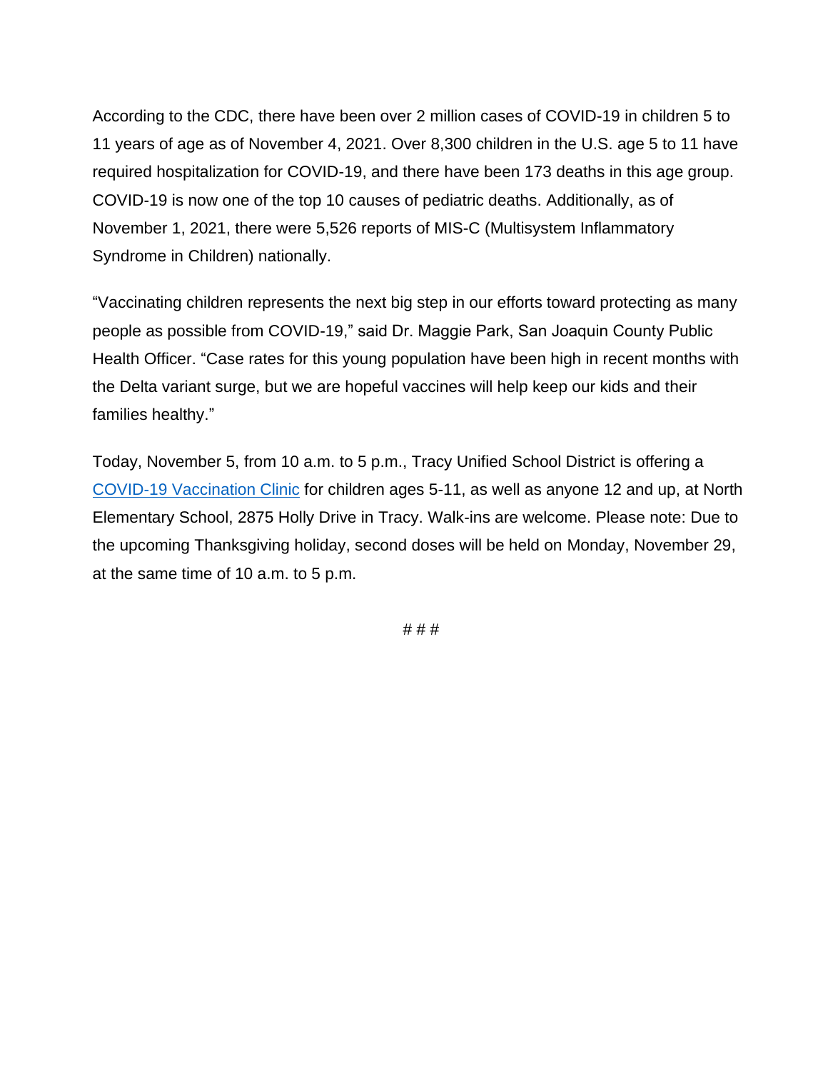According to the CDC, there have been over 2 million cases of COVID-19 in children 5 to 11 years of age as of November 4, 2021. Over 8,300 children in the U.S. age 5 to 11 have required hospitalization for COVID-19, and there have been 173 deaths in this age group. COVID-19 is now one of the top 10 causes of pediatric deaths. Additionally, as of November 1, 2021, there were 5,526 reports of MIS-C (Multisystem Inflammatory Syndrome in Children) nationally.

"Vaccinating children represents the next big step in our efforts toward protecting as many people as possible from COVID-19," said Dr. Maggie Park, San Joaquin County Public Health Officer. "Case rates for this young population have been high in recent months with the Delta variant surge, but we are hopeful vaccines will help keep our kids and their families healthy."

Today, November 5, from 10 a.m. to 5 p.m., Tracy Unified School District is offering a COVID-19 Vaccination Clinic for children ages 5-11, as well as anyone 12 and up, at North Elementary School, 2875 Holly Drive in Tracy. Walk-ins are welcome. Please note: Due to the upcoming Thanksgiving holiday, second doses will be held on Monday, November 29, at the same time of 10 a.m. to 5 p.m.

# # #